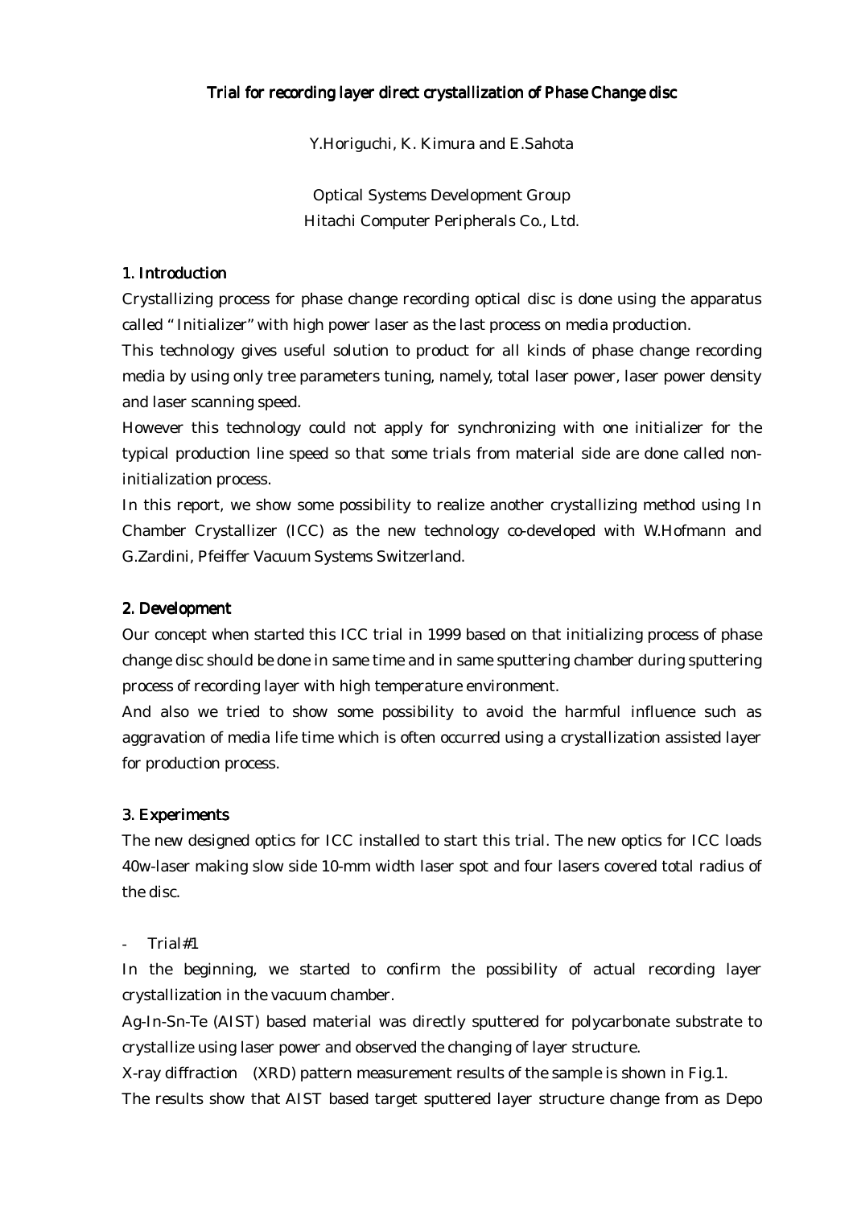# Trial for recording layer direct crystallization of Phase Change disc

Y.Horiguchi, K. Kimura and E.Sahota

Optical Systems Development Group
Hitachi Computer Peripherals Co., Ltd.

## 1. Introduction

Crystallizing process for phase change recording optical disc is done using the apparatus called " Initializer" with high power laser as the last process on media production.

This technology gives useful solution to product for all kinds of phase change recording media by using only tree parameters tuning, namely, total laser power, laser power density and laser scanning speed.

However this technology could not apply for synchronizing with one initializer for the typical production line speed so that some trials from material side are done called non-initialization process.

In this report, we show some possibility to realize another crystallizing method using In Chamber Crystallizer (ICC) as the new technology co-developed with W.Hofmann and G.Zardini, Pfeiffer Vacuum Systems Switzerland.

## 2. Development

Our concept when started this ICC trial in 1999 based on that initializing process of phase change disc should be done in same time and in same sputtering chamber during sputtering process of recording layer with high temperature environment.

And also we tried to show some possibility to avoid the harmful influence such as aggravation of media life time which is often occurred using a crystallization assisted layer for production process.

## 3. Experiments

The new designed optics for ICC installed to start this trial. The new optics for ICC loads 40w-laser making slow side 10-mm width laser spot and four lasers covered total radius of the disc.

- Trial#1

In the beginning, we started to confirm the possibility of actual recording layer crystallization in the vacuum chamber.

Ag-In-Sn-Te (AIST) based material was directly sputtered for polycarbonate substrate to crystallize using laser power and observed the changing of layer structure.

X-ray diffraction (XRD) pattern measurement results of the sample is shown in Fig.1.

The results show that AIST based target sputtered layer structure change from as Depo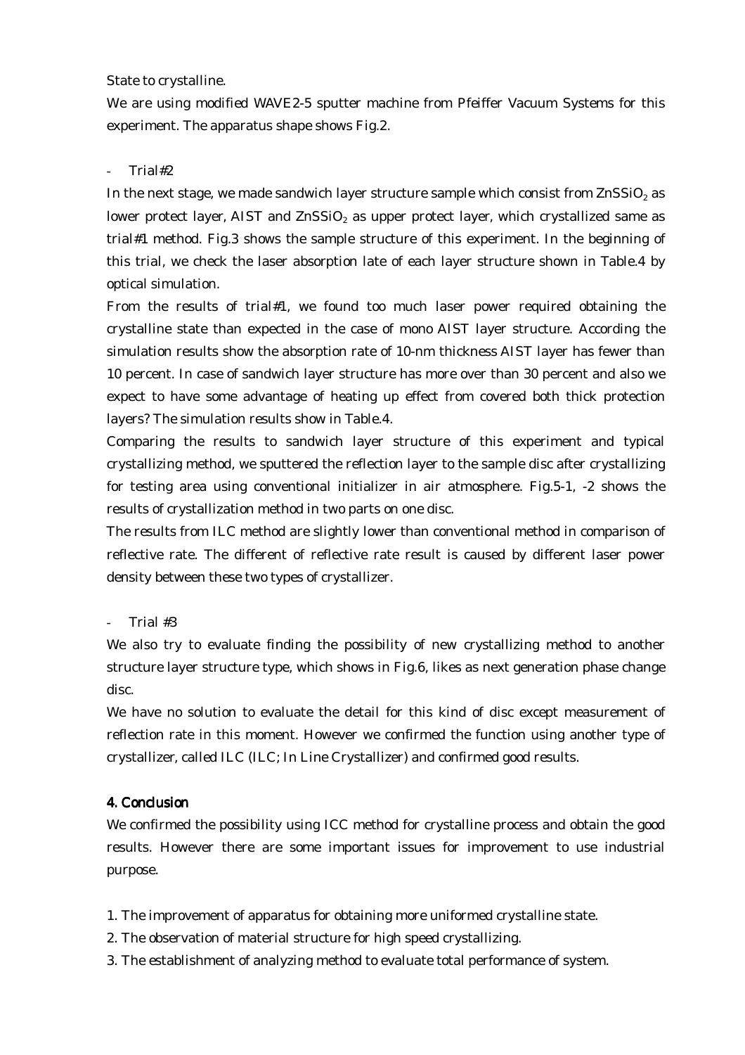State to crystalline.

We are using modified WAVE2-5 sputter machine from Pfeiffer Vacuum Systems for this experiment. The apparatus shape shows Fig.2.

- Trial#2

In the next stage, we made sandwich layer structure sample which consist from $ZnSSiO_2$ as lower protect layer, AIST and $ZnSSiO_2$ as upper protect layer, which crystallized same as trial#1 method. Fig.3 shows the sample structure of this experiment. In the beginning of this trial, we check the laser absorption late of each layer structure shown in Table.4 by optical simulation.

From the results of trial#1, we found too much laser power required obtaining the crystalline state than expected in the case of mono AIST layer structure. According the simulation results show the absorption rate of 10-nm thickness AIST layer has fewer than 10 percent. In case of sandwich layer structure has more over than 30 percent and also we expect to have some advantage of heating up effect from covered both thick protection layers? The simulation results show in Table.4.

Comparing the results to sandwich layer structure of this experiment and typical crystallizing method, we sputtered the reflection layer to the sample disc after crystallizing for testing area using conventional initializer in air atmosphere. Fig.5-1, -2 shows the results of crystallization method in two parts on one disc.

The results from ILC method are slightly lower than conventional method in comparison of reflective rate. The different of reflective rate result is caused by different laser power density between these two types of crystallizer.

- Trial #3

We also try to evaluate finding the possibility of new crystallizing method to another structure layer structure type, which shows in Fig.6, likes as next generation phase change disc.

We have no solution to evaluate the detail for this kind of disc except measurement of reflection rate in this moment. However we confirmed the function using another type of crystallizer, called ILC (ILC; In Line Crystallizer) and confirmed good results.

## 4. Conclusion

We confirmed the possibility using ICC method for crystalline process and obtain the good results. However there are some important issues for improvement to use industrial purpose.

1. The improvement of apparatus for obtaining more uniformed crystalline state.
2. The observation of material structure for high speed crystallizing.
3. The establishment of analyzing method to evaluate total performance of system.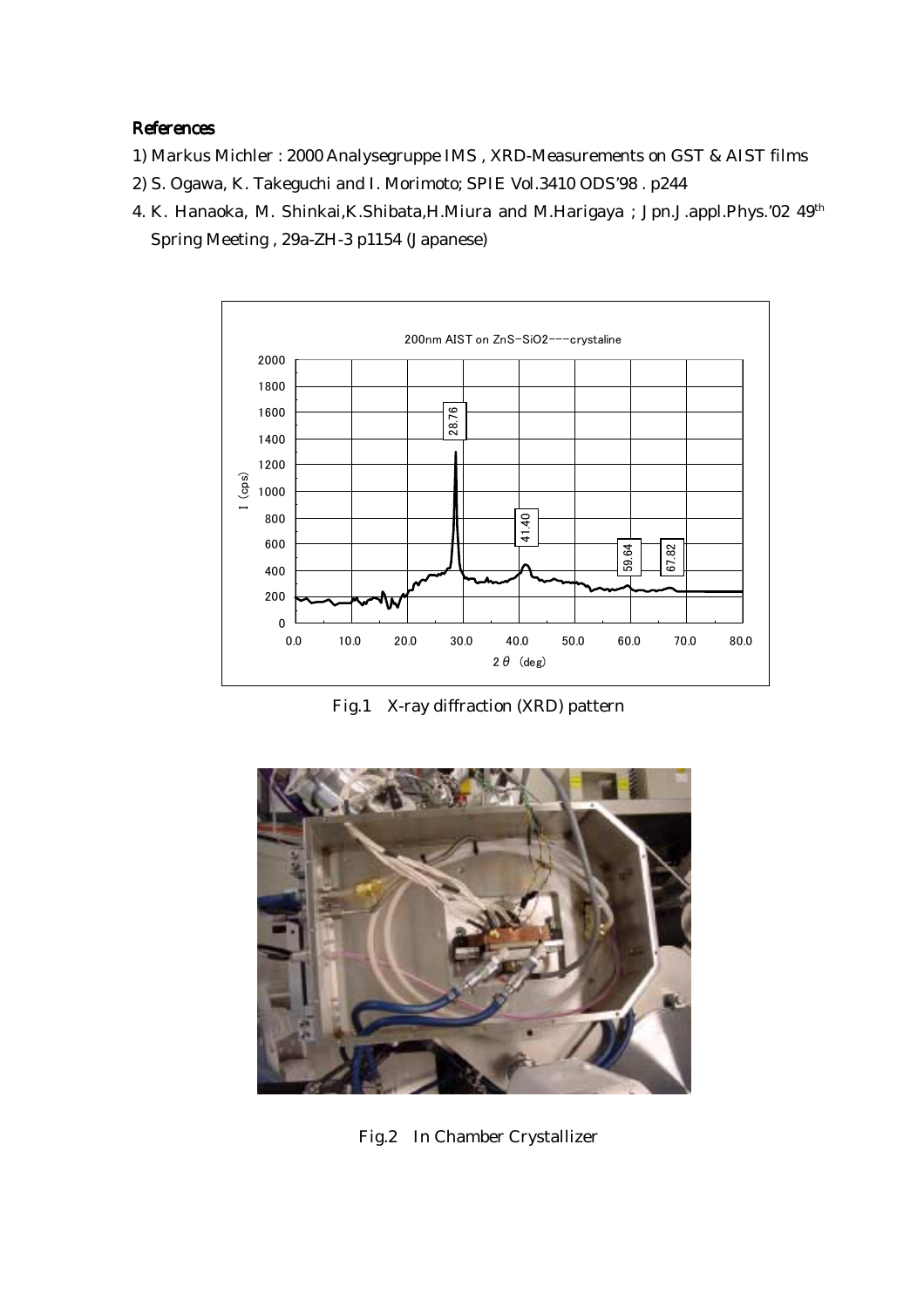## References

1) Markus Michler : 2000 Analysegruppe IMS , XRD-Measurements on GST & AIST films

2) S. Ogawa, K. Takeguchi and I. Morimoto; SPIE Vol.3410 ODS'98 . p244

4. K. Hanaoka, M. Shinkai,K.Shibata,H.Miura and M.Harigaya ; Jpn.J.appl.Phys.'02 49th Spring Meeting , 29a-ZH-3 p1154 (Japanese)

Fig.1 X-ray diffraction (XRD) pattern

Fig.2 In Chamber Crystallizer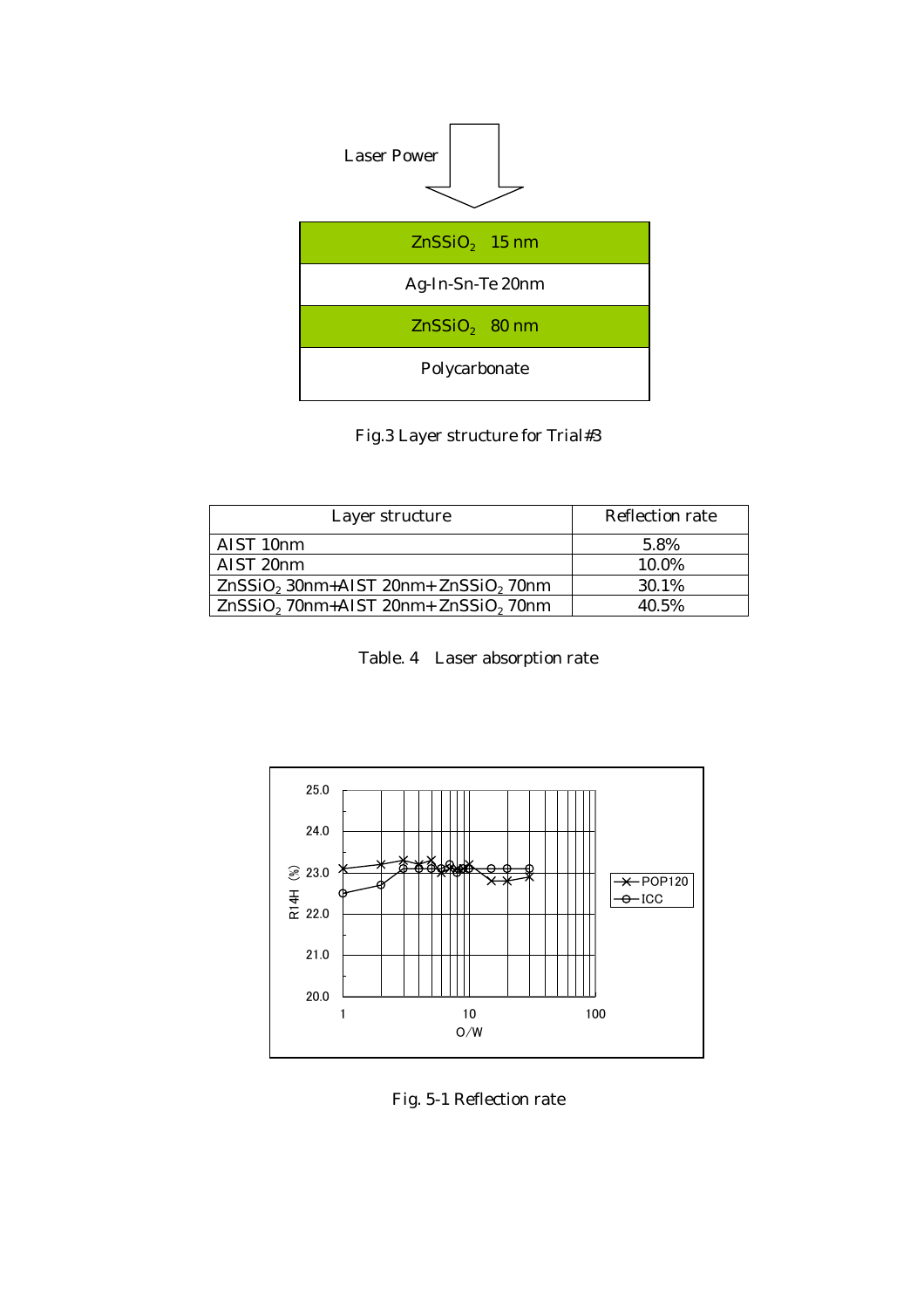Laser Power

| $ZnSSiO_2$ 15 nm |
| --- |
| Ag-In-Sn-Te 20nm |
| $ZnSSiO_2$ 80 nm |
| Polycarbonate |

Fig.3 Layer structure for Trial#3

| Layer structure | Reflection rate |
| --- | --- |
| AIST 10nm | 5.8% |
| AIST 20nm | 10.0% |
| $ZnSSiO_2$ 30nm+AIST 20nm+ $ZnSSiO_2$ 70nm | 30.1% |
| $ZnSSiO_2$ 70nm+AIST 20nm+ $ZnSSiO_2$ 70nm | 40.5% |

Table. 4 Laser absorption rate

Fig. 5-1 Reflection rate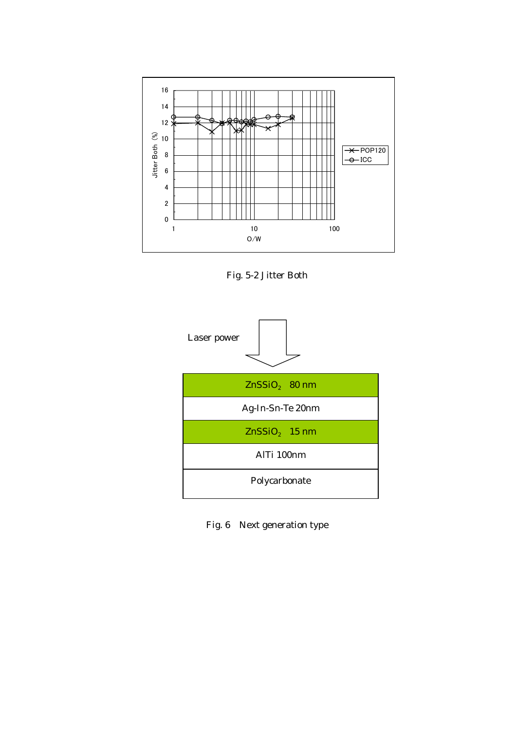16
14
12
10
8
6
4
2
0

Jitter Both (%)

1
10
100

O/W

POP120
ICC

Fig. 5-2 Jitter Both

Laser power

$ZnSSiO_2$ 80 nm

Ag-In-Sn-Te 20nm

$ZnSSiO_2$ 15 nm

AlTi 100nm

Polycarbonate

Fig. 6 Next generation type